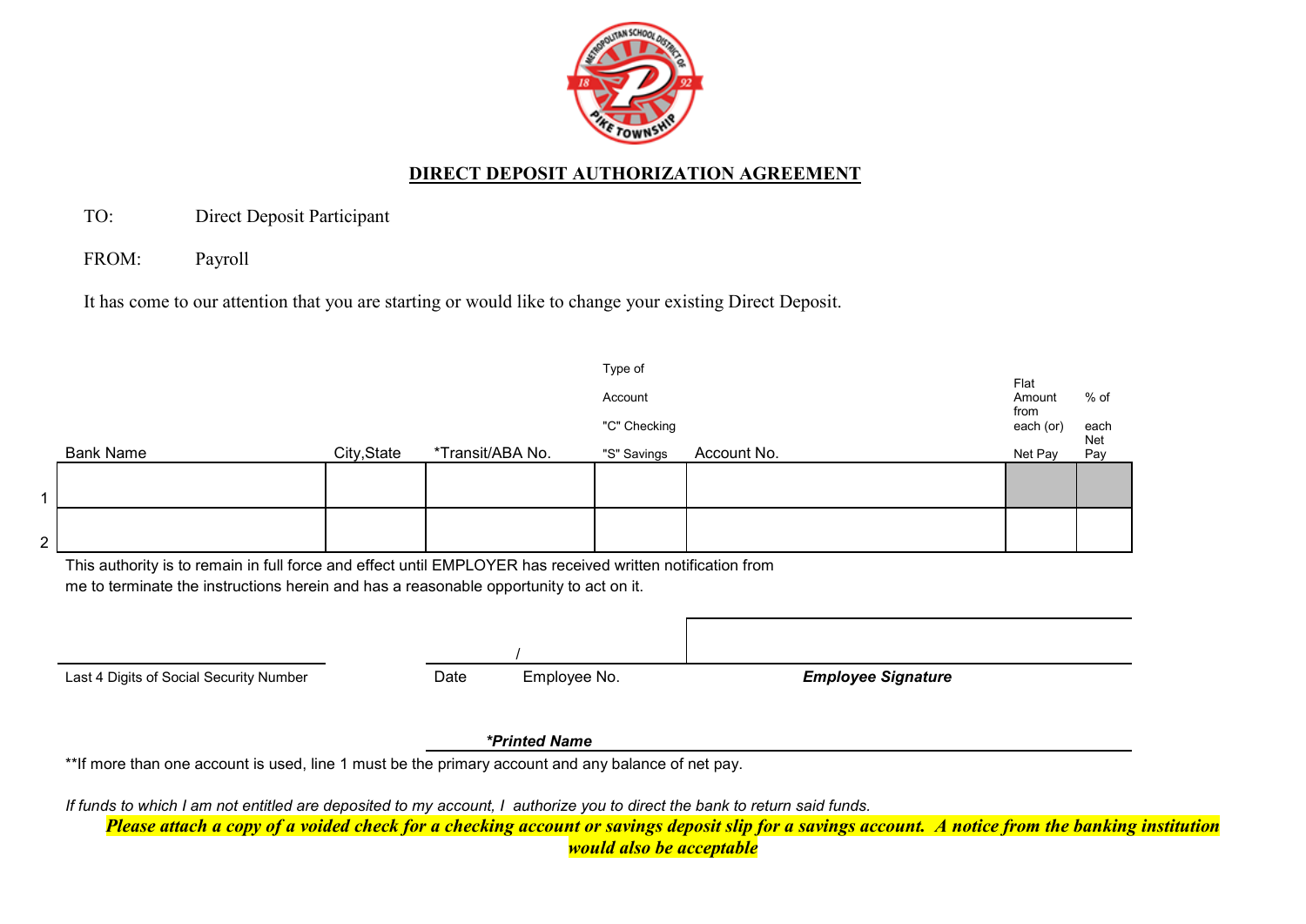## DIRECT DEPOSIT AUTHORIZATION AGREEMENT

TO: Direct Deposit Participant

FROM: Payroll

It has come to our attention that you are starting or would like to change your existing Direct Deposit.

| | Bank Name | City,State | *Transit/ABA No. | Type of Account "C" Checking "S" Savings | Account No. | Flat Amount from each (or) Net Pay | % of each Net Pay |
|---|---|---|---|---|---|---|---|
| 1 | | | | | | | |
| 2 | | | | | | | |

This authority is to remain in full force and effect until EMPLOYER has received written notification from me to terminate the instructions herein and has a reasonable opportunity to act on it.

Last 4 Digits of Social Security Number ____________________

Date ______ / ______ Employee No. ____________________

***Employee Signature*** ____________________

***Printed Name*** ____________________

**If more than one account is used, line 1 must be the primary account and any balance of net pay.

*If funds to which I am not entitled are deposited to my account, I authorize you to direct the bank to return said funds.*

***Please attach a copy of a voided check for a checking account or savings deposit slip for a savings account. A notice from the banking institution would also be acceptable***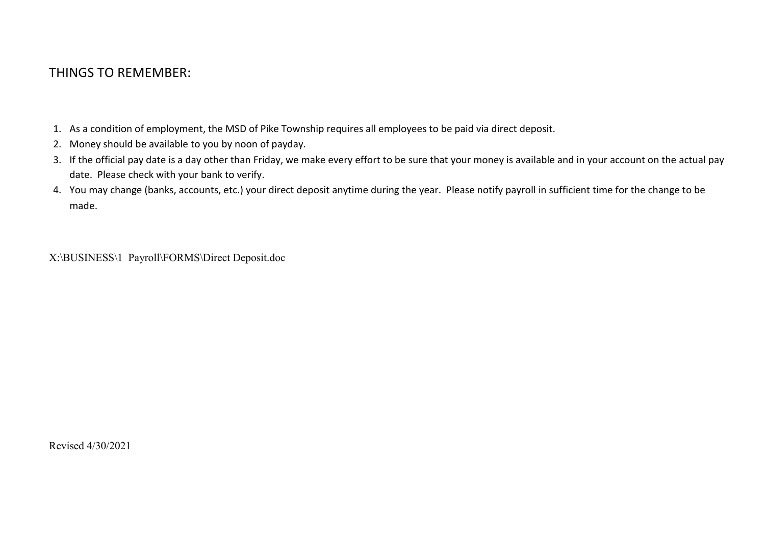## THINGS TO REMEMBER:

1. As a condition of employment, the MSD of Pike Township requires all employees to be paid via direct deposit.
2. Money should be available to you by noon of payday.
3. If the official pay date is a day other than Friday, we make every effort to be sure that your money is available and in your account on the actual pay date. Please check with your bank to verify.
4. You may change (banks, accounts, etc.) your direct deposit anytime during the year. Please notify payroll in sufficient time for the change to be made.

X:\BUSINESS\1 Payroll\FORMS\Direct Deposit.doc

Revised 4/30/2021